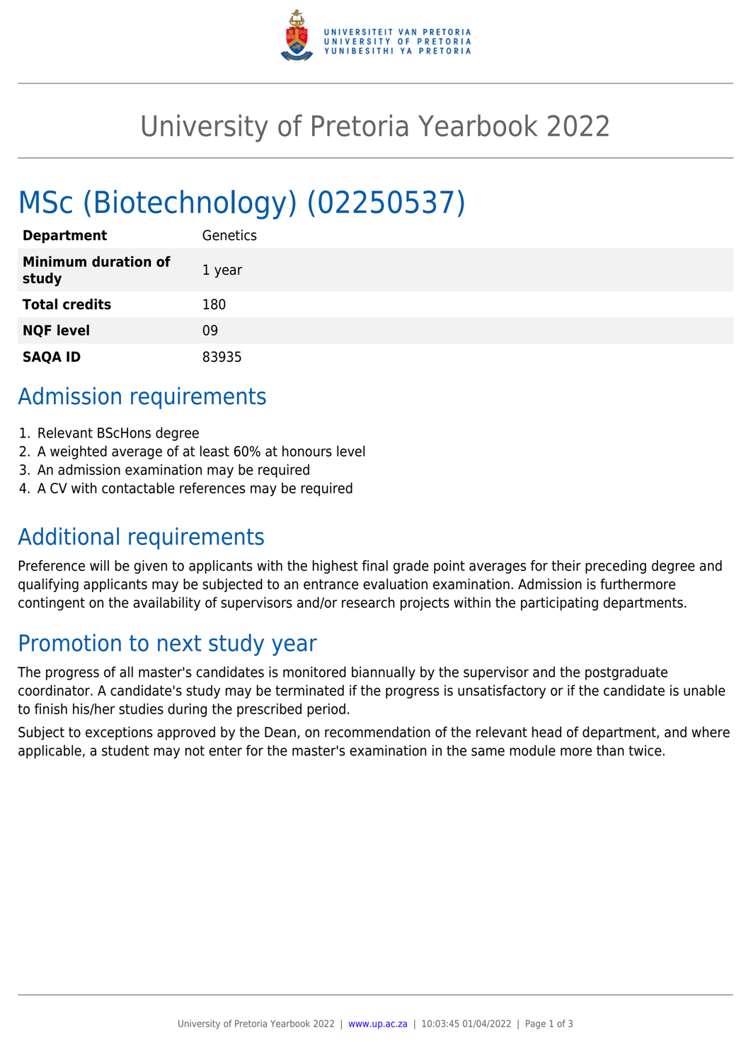# University of Pretoria Yearbook 2022

## MSc (Biotechnology) (02250537)

| **Department** | Genetics |
|---|---|
| **Minimum duration of study** | 1 year |
| **Total credits** | 180 |
| **NQF level** | 09 |
| **SAQA ID** | 83935 |

## Admission requirements

1. Relevant BScHons degree
2. A weighted average of at least 60% at honours level
3. An admission examination may be required
4. A CV with contactable references may be required

## Additional requirements

Preference will be given to applicants with the highest final grade point averages for their preceding degree and qualifying applicants may be subjected to an entrance evaluation examination. Admission is furthermore contingent on the availability of supervisors and/or research projects within the participating departments.

## Promotion to next study year

The progress of all master's candidates is monitored biannually by the supervisor and the postgraduate coordinator. A candidate's study may be terminated if the progress is unsatisfactory or if the candidate is unable to finish his/her studies during the prescribed period.

Subject to exceptions approved by the Dean, on recommendation of the relevant head of department, and where applicable, a student may not enter for the master's examination in the same module more than twice.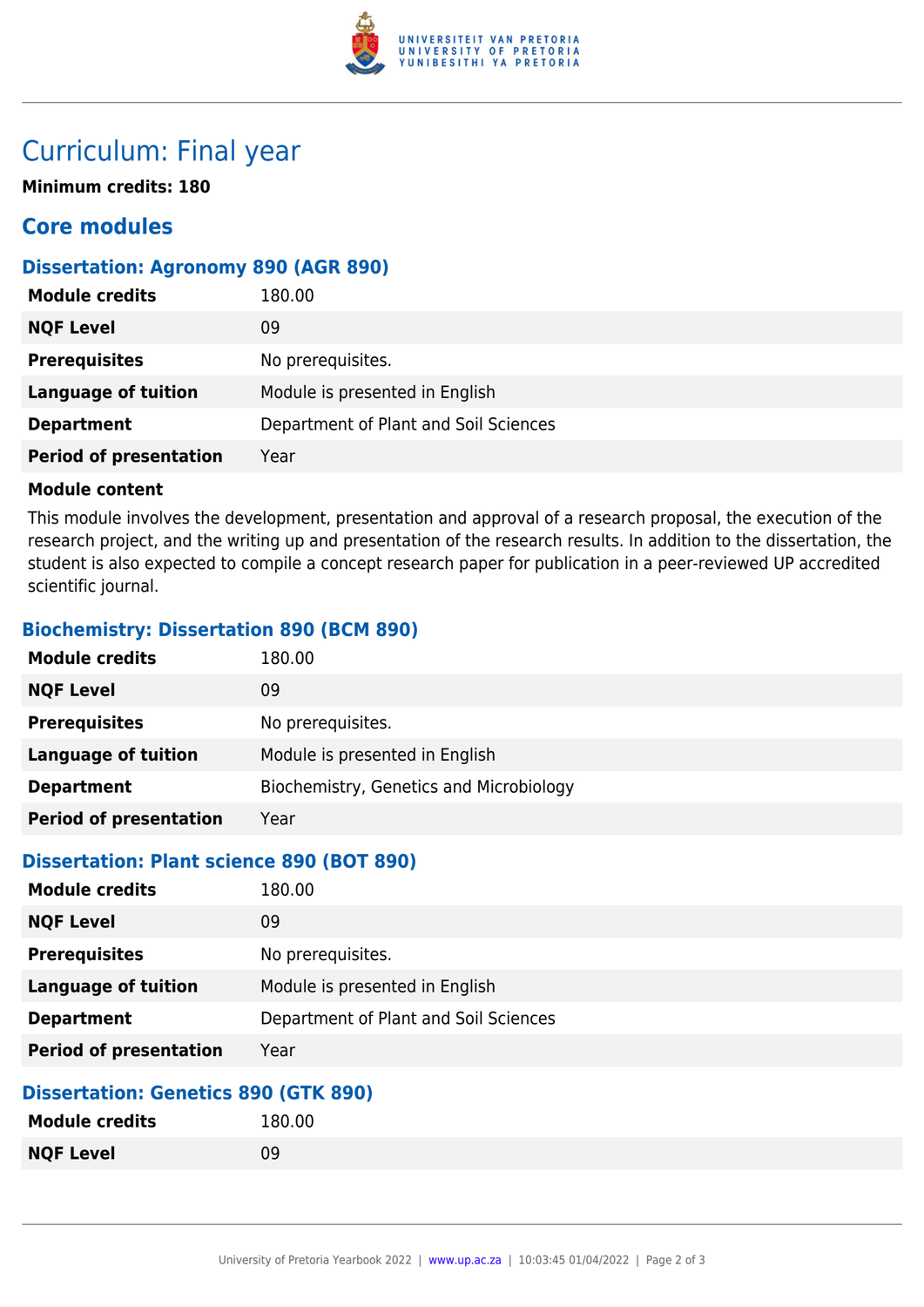# Curriculum: Final year

**Minimum credits: 180**

## Core modules

### Dissertation: Agronomy 890 (AGR 890)

| | |
|---|---|
| **Module credits** | 180.00 |
| **NQF Level** | 09 |
| **Prerequisites** | No prerequisites. |
| **Language of tuition** | Module is presented in English |
| **Department** | Department of Plant and Soil Sciences |
| **Period of presentation** | Year |

**Module content**

This module involves the development, presentation and approval of a research proposal, the execution of the research project, and the writing up and presentation of the research results. In addition to the dissertation, the student is also expected to compile a concept research paper for publication in a peer-reviewed UP accredited scientific journal.

### Biochemistry: Dissertation 890 (BCM 890)

| | |
|---|---|
| **Module credits** | 180.00 |
| **NQF Level** | 09 |
| **Prerequisites** | No prerequisites. |
| **Language of tuition** | Module is presented in English |
| **Department** | Biochemistry, Genetics and Microbiology |
| **Period of presentation** | Year |

### Dissertation: Plant science 890 (BOT 890)

| | |
|---|---|
| **Module credits** | 180.00 |
| **NQF Level** | 09 |
| **Prerequisites** | No prerequisites. |
| **Language of tuition** | Module is presented in English |
| **Department** | Department of Plant and Soil Sciences |
| **Period of presentation** | Year |

### Dissertation: Genetics 890 (GTK 890)

| | |
|---|---|
| **Module credits** | 180.00 |
| **NQF Level** | 09 |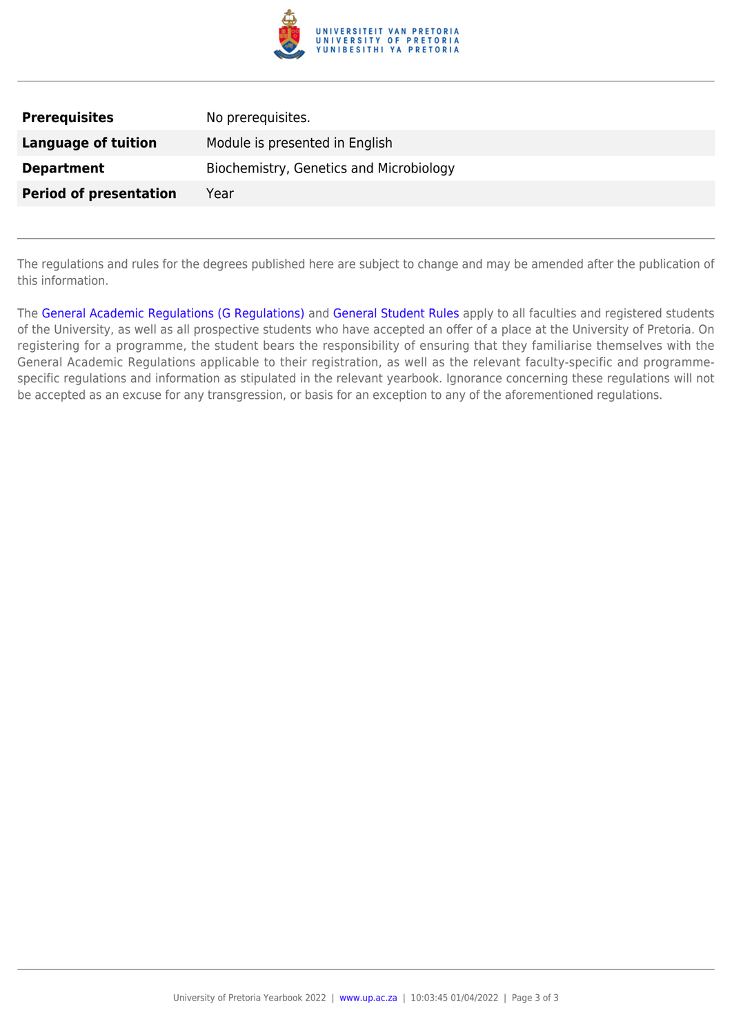| | |
|---|---|
| **Prerequisites** | No prerequisites. |
| **Language of tuition** | Module is presented in English |
| **Department** | Biochemistry, Genetics and Microbiology |
| **Period of presentation** | Year |

The regulations and rules for the degrees published here are subject to change and may be amended after the publication of this information.

The General Academic Regulations (G Regulations) and General Student Rules apply to all faculties and registered students of the University, as well as all prospective students who have accepted an offer of a place at the University of Pretoria. On registering for a programme, the student bears the responsibility of ensuring that they familiarise themselves with the General Academic Regulations applicable to their registration, as well as the relevant faculty-specific and programme-specific regulations and information as stipulated in the relevant yearbook. Ignorance concerning these regulations will not be accepted as an excuse for any transgression, or basis for an exception to any of the aforementioned regulations.